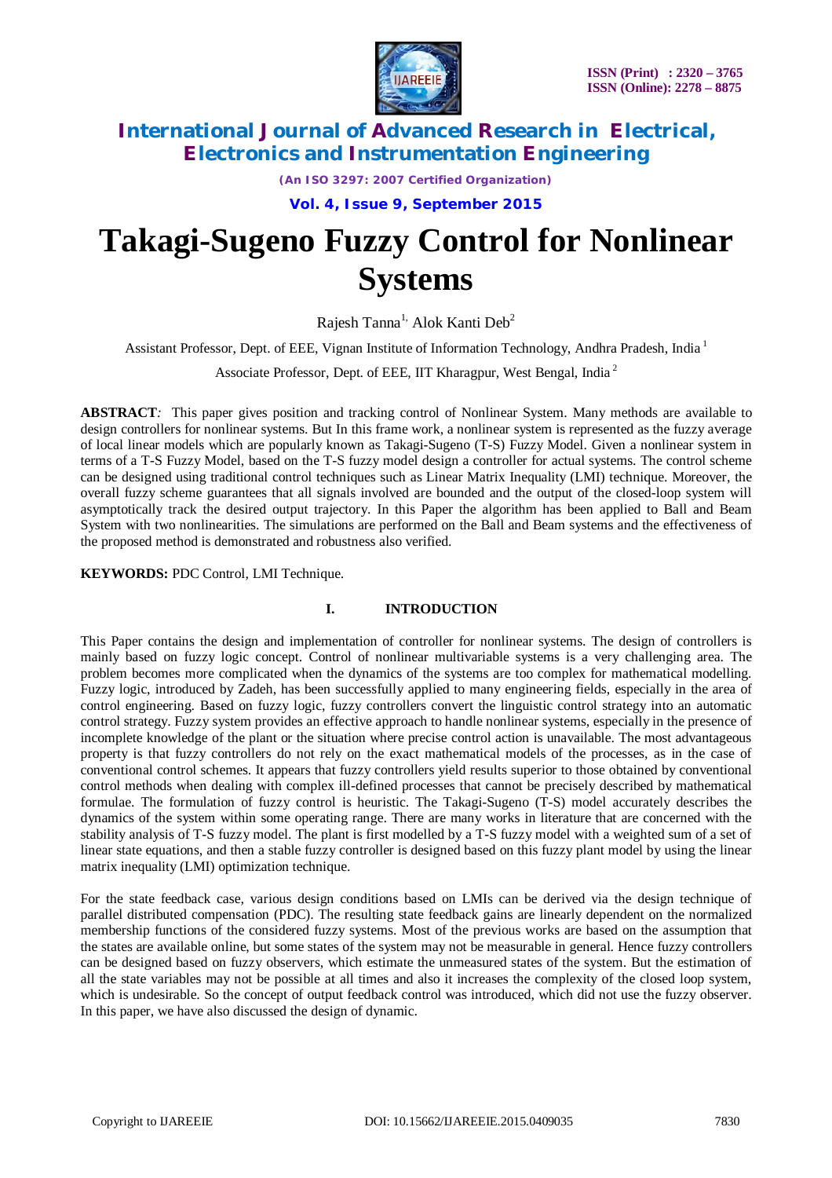# Takagi-Sugeno Fuzzy Control for Nonlinear Systems

Rajesh Tanna[1], Alok Kanti Deb[2]

Assistant Professor, Dept. of EEE, Vignan Institute of Information Technology, Andhra Pradesh, India [1]

Associate Professor, Dept. of EEE, IIT Kharagpur, West Bengal, India [2]

**ABSTRACT**: This paper gives position and tracking control of Nonlinear System. Many methods are available to design controllers for nonlinear systems. But In this frame work, a nonlinear system is represented as the fuzzy average of local linear models which are popularly known as Takagi-Sugeno (T-S) Fuzzy Model. Given a nonlinear system in terms of a T-S Fuzzy Model, based on the T-S fuzzy model design a controller for actual systems. The control scheme can be designed using traditional control techniques such as Linear Matrix Inequality (LMI) technique. Moreover, the overall fuzzy scheme guarantees that all signals involved are bounded and the output of the closed-loop system will asymptotically track the desired output trajectory. In this Paper the algorithm has been applied to Ball and Beam System with two nonlinearities. The simulations are performed on the Ball and Beam systems and the effectiveness of the proposed method is demonstrated and robustness also verified.

**KEYWORDS:** PDC Control, LMI Technique.

## I. INTRODUCTION

This Paper contains the design and implementation of controller for nonlinear systems. The design of controllers is mainly based on fuzzy logic concept. Control of nonlinear multivariable systems is a very challenging area. The problem becomes more complicated when the dynamics of the systems are too complex for mathematical modelling. Fuzzy logic, introduced by Zadeh, has been successfully applied to many engineering fields, especially in the area of control engineering. Based on fuzzy logic, fuzzy controllers convert the linguistic control strategy into an automatic control strategy. Fuzzy system provides an effective approach to handle nonlinear systems, especially in the presence of incomplete knowledge of the plant or the situation where precise control action is unavailable. The most advantageous property is that fuzzy controllers do not rely on the exact mathematical models of the processes, as in the case of conventional control schemes. It appears that fuzzy controllers yield results superior to those obtained by conventional control methods when dealing with complex ill-defined processes that cannot be precisely described by mathematical formulae. The formulation of fuzzy control is heuristic. The Takagi-Sugeno (T-S) model accurately describes the dynamics of the system within some operating range. There are many works in literature that are concerned with the stability analysis of T-S fuzzy model. The plant is first modelled by a T-S fuzzy model with a weighted sum of a set of linear state equations, and then a stable fuzzy controller is designed based on this fuzzy plant model by using the linear matrix inequality (LMI) optimization technique.

For the state feedback case, various design conditions based on LMIs can be derived via the design technique of parallel distributed compensation (PDC). The resulting state feedback gains are linearly dependent on the normalized membership functions of the considered fuzzy systems. Most of the previous works are based on the assumption that the states are available online, but some states of the system may not be measurable in general. Hence fuzzy controllers can be designed based on fuzzy observers, which estimate the unmeasured states of the system. But the estimation of all the state variables may not be possible at all times and also it increases the complexity of the closed loop system, which is undesirable. So the concept of output feedback control was introduced, which did not use the fuzzy observer. In this paper, we have also discussed the design of dynamic.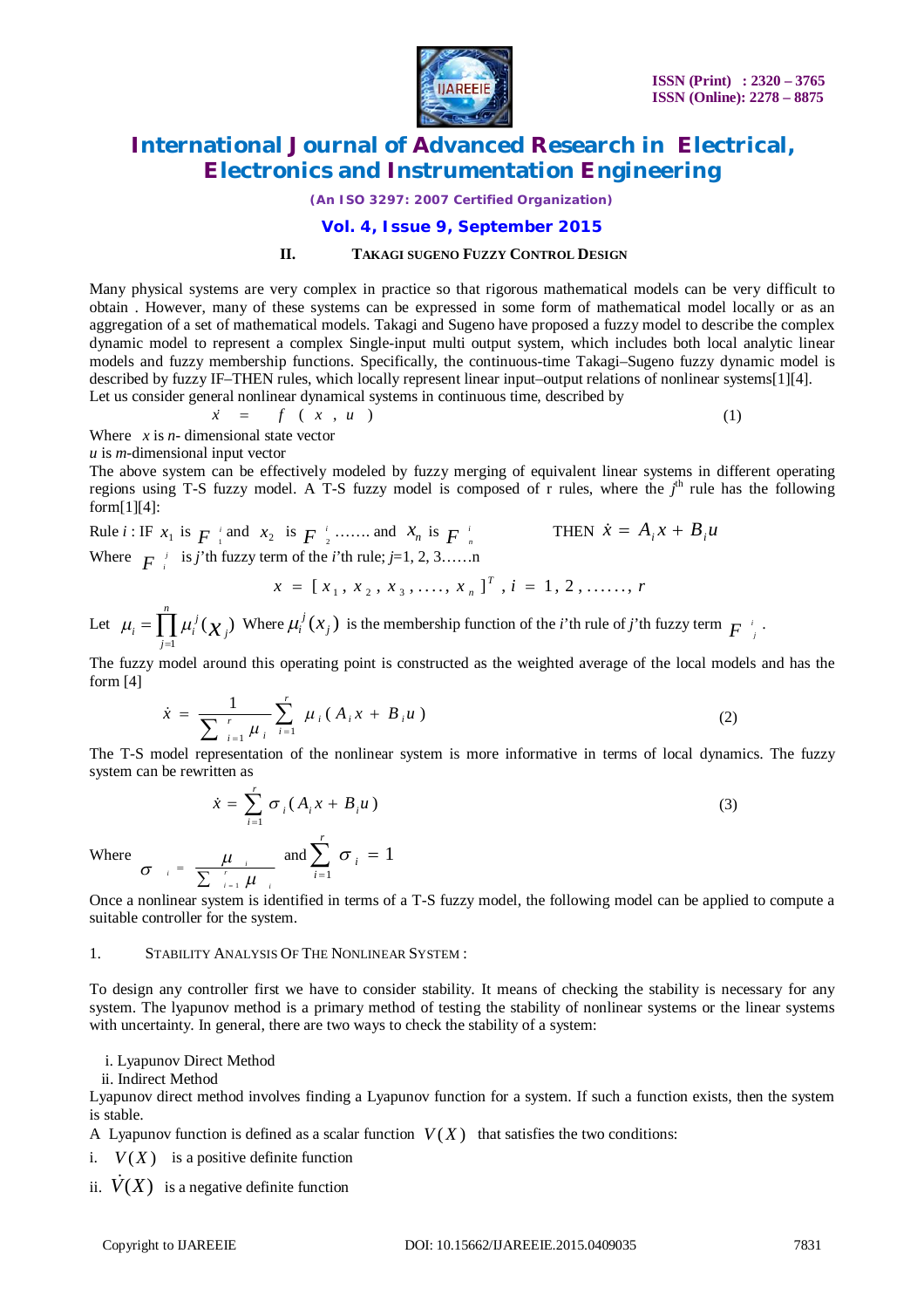## II. TAKAGI SUGENO FUZZY CONTROL DESIGN

Many physical systems are very complex in practice so that rigorous mathematical models can be very difficult to obtain . However, many of these systems can be expressed in some form of mathematical model locally or as an aggregation of a set of mathematical models. Takagi and Sugeno have proposed a fuzzy model to describe the complex dynamic model to represent a complex Single-input multi output system, which includes both local analytic linear models and fuzzy membership functions. Specifically, the continuous-time Takagi–Sugeno fuzzy dynamic model is described by fuzzy IF–THEN rules, which locally represent linear input–output relations of nonlinear systems[1][4].

Let us consider general nonlinear dynamical systems in continuous time, described by

$$\dot{x} = f(x, u) \tag{1}$$

Where $x$ is $n$- dimensional state vector

$u$ is $m$-dimensional input vector

The above system can be effectively modeled by fuzzy merging of equivalent linear systems in different operating regions using T-S fuzzy model. A T-S fuzzy model is composed of r rules, where the $j^{th}$ rule has the following form[1][4]:

Rule $i$ : IF $x_1$ is $F_1^i$ and $x_2$ is $F_2^i$ ……. and $x_n$ is $F_n^i$ THEN $\dot{x} = A_i x + B_i u$

Where $F_i^j$ is $j$'th fuzzy term of the $i$'th rule; $j$=1, 2, 3……n

$$x = [x_1, x_2, x_3, \ldots, x_n]^T, \; i = 1, 2, \ldots\ldots, r$$

Let $\mu_i = \prod_{j=1}^{n} \mu_i^j(x_j)$ Where $\mu_i^j(x_j)$ is the membership function of the $i$'th rule of $j$'th fuzzy term $F_j^i$.

The fuzzy model around this operating point is constructed as the weighted average of the local models and has the form [4]

$$\dot{x} = \frac{1}{\sum_{i=1}^{r} \mu_i} \sum_{i=1}^{r} \mu_i (A_i x + B_i u) \tag{2}$$

The T-S model representation of the nonlinear system is more informative in terms of local dynamics. The fuzzy system can be rewritten as

$$\dot{x} = \sum_{i=1}^{r} \sigma_i (A_i x + B_i u) \tag{3}$$

Where $\sigma_i = \frac{\mu_i}{\sum_{i=1}^{r} \mu_i}$ and $\sum_{i=1}^{r} \sigma_i = 1$

Once a nonlinear system is identified in terms of a T-S fuzzy model, the following model can be applied to compute a suitable controller for the system.

### 1. STABILITY ANALYSIS OF THE NONLINEAR SYSTEM :

To design any controller first we have to consider stability. It means of checking the stability is necessary for any system. The lyapunov method is a primary method of testing the stability of nonlinear systems or the linear systems with uncertainty. In general, there are two ways to check the stability of a system:

i. Lyapunov Direct Method
ii. Indirect Method

Lyapunov direct method involves finding a Lyapunov function for a system. If such a function exists, then the system is stable.

A Lyapunov function is defined as a scalar function $V(X)$ that satisfies the two conditions:

i. $V(X)$ is a positive definite function

ii. $\dot{V}(X)$ is a negative definite function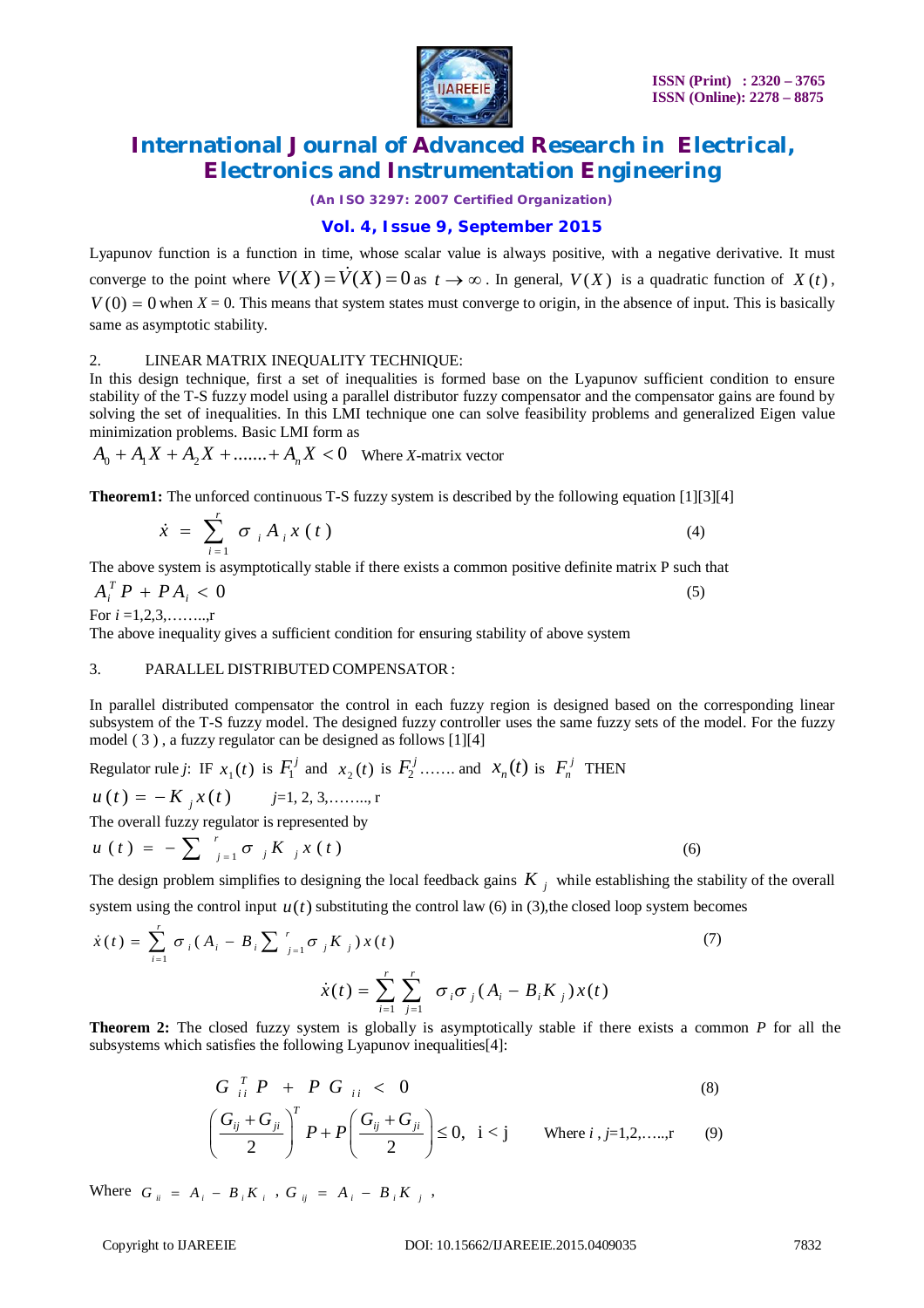Lyapunov function is a function in time, whose scalar value is always positive, with a negative derivative. It must converge to the point where $V(X) = \dot{V}(X) = 0$ as $t \to \infty$. In general, $V(X)$ is a quadratic function of $X(t)$, $V(0) = 0$ when $X = 0$. This means that system states must converge to origin, in the absence of input. This is basically same as asymptotic stability.

## 2. LINEAR MATRIX INEQUALITY TECHNIQUE:

In this design technique, first a set of inequalities is formed base on the Lyapunov sufficient condition to ensure stability of the T-S fuzzy model using a parallel distributor fuzzy compensator and the compensator gains are found by solving the set of inequalities. In this LMI technique one can solve feasibility problems and generalized Eigen value minimization problems. Basic LMI form as

$A_0 + A_1X + A_2X + ....... + A_nX < 0$ Where *X*-matrix vector

**Theorem1:** The unforced continuous T-S fuzzy system is described by the following equation [1][3][4]

$$\dot{x} = \sum_{i=1}^{r} \sigma_i A_i x(t) \tag{4}$$

The above system is asymptotically stable if there exists a common positive definite matrix P such that

$$A_i^T P + PA_i < 0 \tag{5}$$

For $i$ =1,2,3,……..,r

The above inequality gives a sufficient condition for ensuring stability of above system

## 3. PARALLEL DISTRIBUTED COMPENSATOR :

In parallel distributed compensator the control in each fuzzy region is designed based on the corresponding linear subsystem of the T-S fuzzy model. The designed fuzzy controller uses the same fuzzy sets of the model. For the fuzzy model ( 3 ) , a fuzzy regulator can be designed as follows [1][4]

Regulator rule *j*: IF $x_1(t)$ is $F_1^j$ and $x_2(t)$ is $F_2^j$ ……. and $x_n(t)$ is $F_n^j$ THEN

$u(t) = -K_j x(t)$ *j*=1, 2, 3,…….., r

The overall fuzzy regulator is represented by

$$u(t) = -\sum_{j=1}^{r} \sigma_j K_j x(t) \tag{6}$$

The design problem simplifies to designing the local feedback gains $K_j$ while establishing the stability of the overall system using the control input $u(t)$ substituting the control law (6) in (3),the closed loop system becomes

$$\dot{x}(t) = \sum_{i=1}^{r} \sigma_i (A_i - B_i \sum_{j=1}^{r} \sigma_j K_j) x(t) \tag{7}$$

$$\dot{x}(t) = \sum_{i=1}^{r} \sum_{j=1}^{r} \sigma_i \sigma_j (A_i - B_i K_j) x(t)$$

**Theorem 2:** The closed fuzzy system is globally is asymptotically stable if there exists a common *P* for all the subsystems which satisfies the following Lyapunov inequalities[4]:

$$G_{ii}^T P + PG_{ii} < 0 \tag{8}$$

$$\left(\frac{G_{ij} + G_{ji}}{2}\right)^T P + P\left(\frac{G_{ij} + G_{ji}}{2}\right) \le 0, \quad i < j \qquad \text{Where } i, j = 1,2,.....,r \tag{9}$$

Where $G_{ii} = A_i - B_i K_i$ , $G_{ij} = A_i - B_i K_j$ ,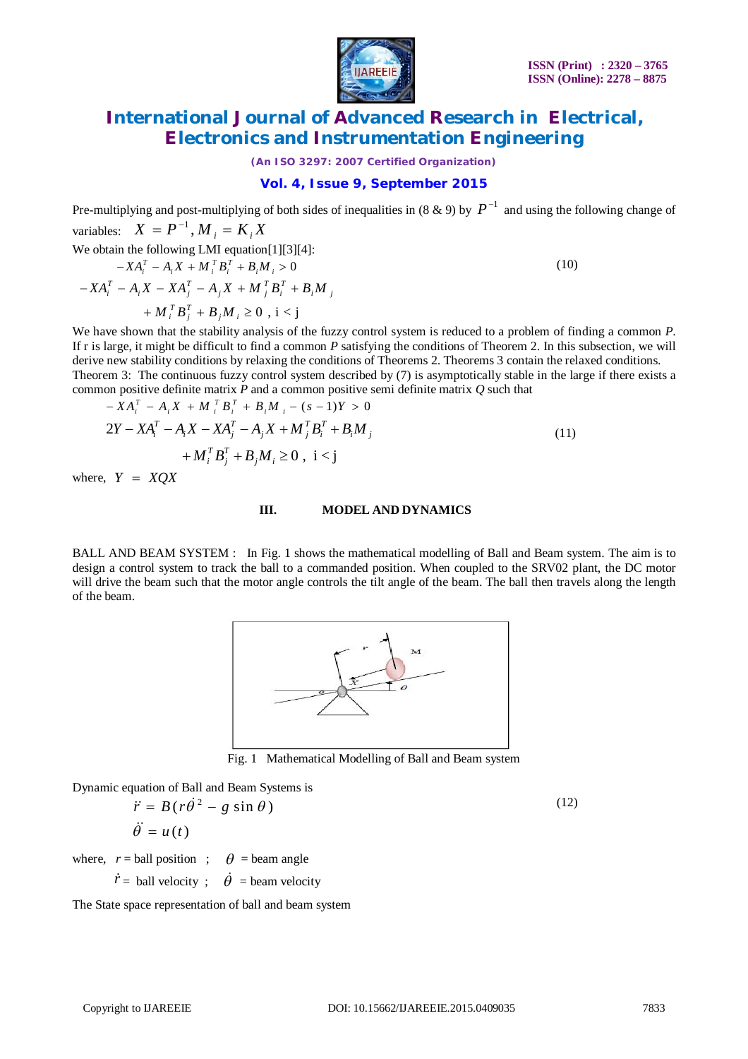Pre-multiplying and post-multiplying of both sides of inequalities in (8 & 9) by $P^{-1}$ and using the following change of variables: $X = P^{-1}, M_i = K_i X$

We obtain the following LMI equation[1][3][4]:

$$
\begin{aligned}
&-XA_i^T - A_i X + M_i^T B_i^T + B_i M_i > 0 \\
&-XA_i^T - A_i X - XA_j^T - A_j X + M_j^T B_i^T + B_i M_j \\
&\quad + M_i^T B_j^T + B_j M_i \geq 0 \text{ , i < j}
\end{aligned}
\tag{10}
$$

We have shown that the stability analysis of the fuzzy control system is reduced to a problem of finding a common *P*. If r is large, it might be difficult to find a common *P* satisfying the conditions of Theorem 2. In this subsection, we will derive new stability conditions by relaxing the conditions of Theorems 2. Theorems 3 contain the relaxed conditions.

Theorem 3: The continuous fuzzy control system described by (7) is asymptotically stable in the large if there exists a common positive definite matrix *P* and a common positive semi definite matrix *Q* such that

$$
\begin{aligned}
&-XA_i^T - A_i X + M_i^T B_i^T + B_i M_i - (s-1)Y > 0 \\
&2Y - XA_i^T - A_i X - XA_j^T - A_j X + M_j^T B_i^T + B_i M_j \\
&\quad + M_i^T B_j^T + B_j M_i \geq 0 \text{ , i < j}
\end{aligned}
\tag{11}
$$

where, $Y = XQX$

## III. MODEL AND DYNAMICS

BALL AND BEAM SYSTEM : In Fig. 1 shows the mathematical modelling of Ball and Beam system. The aim is to design a control system to track the ball to a commanded position. When coupled to the SRV02 plant, the DC motor will drive the beam such that the motor angle controls the tilt angle of the beam. The ball then travels along the length of the beam.

Fig. 1 Mathematical Modelling of Ball and Beam system

Dynamic equation of Ball and Beam Systems is

$$
\begin{aligned}
\ddot{r} &= B(r\dot{\theta}^2 - g\sin\theta) \\
\ddot{\theta} &= u(t)
\end{aligned}
\tag{12}
$$

where, $r$ = ball position ; $\theta$ = beam angle

$\dot{r}$ = ball velocity ; $\dot{\theta}$ = beam velocity

The State space representation of ball and beam system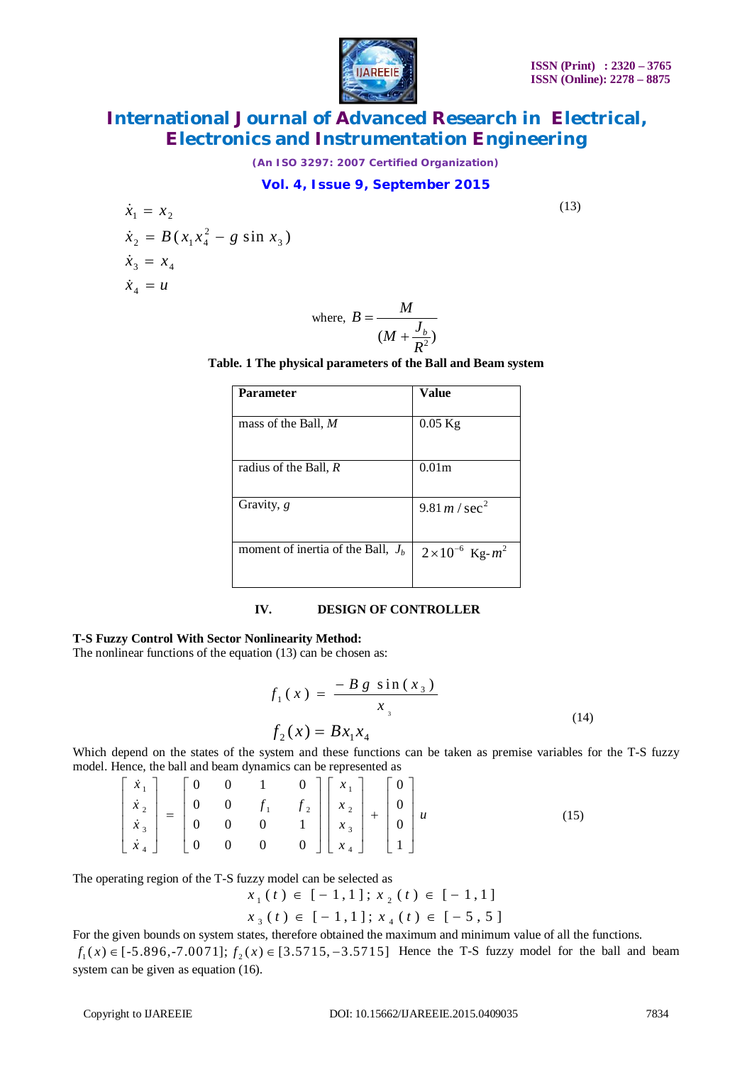$$\dot{x}_1 = x_2$$
$$\dot{x}_2 = B(x_1 x_4^2 - g \sin x_3)$$
$$\dot{x}_3 = x_4$$
$$\dot{x}_4 = u \tag{13}$$

$$\text{where, } B = \frac{M}{(M + \frac{J_b}{R^2})}$$

**Table. 1 The physical parameters of the Ball and Beam system**

| Parameter | Value |
|---|---|
| mass of the Ball, *M* | 0.05 Kg |
| radius of the Ball, *R* | 0.01m |
| Gravity, *g* | $9.81\, m / \sec^2$ |
| moment of inertia of the Ball, $J_b$ | $2 \times 10^{-6}$ Kg-$m^2$ |

## IV. DESIGN OF CONTROLLER

**T-S Fuzzy Control With Sector Nonlinearity Method:**
The nonlinear functions of the equation (13) can be chosen as:

$$f_1(x) = \frac{-B g \sin(x_3)}{x_3}$$
$$f_2(x) = B x_1 x_4 \tag{14}$$

Which depend on the states of the system and these functions can be taken as premise variables for the T-S fuzzy model. Hence, the ball and beam dynamics can be represented as

$$\begin{bmatrix} \dot{x}_1 \\ \dot{x}_2 \\ \dot{x}_3 \\ \dot{x}_4 \end{bmatrix} = \begin{bmatrix} 0 & 0 & 1 & 0 \\ 0 & 0 & f_1 & f_2 \\ 0 & 0 & 0 & 1 \\ 0 & 0 & 0 & 0 \end{bmatrix} \begin{bmatrix} x_1 \\ x_2 \\ x_3 \\ x_4 \end{bmatrix} + \begin{bmatrix} 0 \\ 0 \\ 0 \\ 1 \end{bmatrix} u \tag{15}$$

The operating region of the T-S fuzzy model can be selected as

$$x_1(t) \in [-1,1];\ x_2(t) \in [-1,1]$$
$$x_3(t) \in [-1,1];\ x_4(t) \in [-5,5]$$

For the given bounds on system states, therefore obtained the maximum and minimum value of all the functions.
$f_1(x) \in [-5.896, -7.0071]$; $f_2(x) \in [3.5715, -3.5715]$ Hence the T-S fuzzy model for the ball and beam system can be given as equation (16).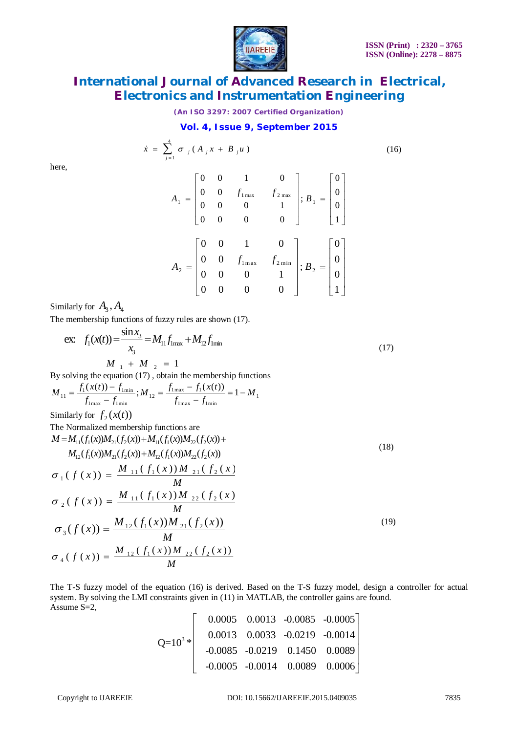$$\dot{x} = \sum_{j=1}^{4} \sigma_j (A_j x + B_j u) \tag{16}$$

here,

$$A_1 = \begin{bmatrix} 0 & 0 & 1 & 0 \\ 0 & 0 & f_{1\max} & f_{2\max} \\ 0 & 0 & 0 & 1 \\ 0 & 0 & 0 & 0 \end{bmatrix}; B_1 = \begin{bmatrix} 0 \\ 0 \\ 0 \\ 1 \end{bmatrix}$$

$$A_2 = \begin{bmatrix} 0 & 0 & 1 & 0 \\ 0 & 0 & f_{1\max} & f_{2\min} \\ 0 & 0 & 0 & 1 \\ 0 & 0 & 0 & 0 \end{bmatrix}; B_2 = \begin{bmatrix} 0 \\ 0 \\ 0 \\ 1 \end{bmatrix}$$

Similarly for $A_3, A_4$

The membership functions of fuzzy rules are shown (17).

$$\text{ex:} \quad f_1(x(t)) = \frac{\sin x_3}{x_3} = M_{11} f_{1\max} + M_{12} f_{1\min} \tag{17}$$

$$M_1 + M_2 = 1$$

By solving the equation (17) , obtain the membership functions

$$M_{11} = \frac{f_1(x(t)) - f_{1\min}}{f_{1\max} - f_{1\min}}; M_{12} = \frac{f_{1\max} - f_1(x(t))}{f_{1\max} - f_{1\min}} = 1 - M_1$$

Similarly for $f_2(x(t))$

The Normalized membership functions are

$$M = M_{11}(f_1(x))M_{21}(f_2(x)) + M_{11}(f_1(x))M_{22}(f_2(x)) + M_{12}(f_1(x))M_{21}(f_2(x)) + M_{12}(f_1(x))M_{22}(f_2(x)) \tag{18}$$

$$\sigma_1(f(x)) = \frac{M_{11}(f_1(x))M_{21}(f_2(x))}{M}$$

$$\sigma_2(f(x)) = \frac{M_{11}(f_1(x))M_{22}(f_2(x))}{M}$$

$$\sigma_3(f(x)) = \frac{M_{12}(f_1(x))M_{21}(f_2(x))}{M} \tag{19}$$

$$\sigma_4(f(x)) = \frac{M_{12}(f_1(x))M_{22}(f_2(x))}{M}$$

The T-S fuzzy model of the equation (16) is derived. Based on the T-S fuzzy model, design a controller for actual system. By solving the LMI constraints given in (11) in MATLAB, the controller gains are found.
Assume S=2,

$$Q = 10^3 * \begin{bmatrix} 0.0005 & 0.0013 & -0.0085 & -0.0005 \\ 0.0013 & 0.0033 & -0.0219 & -0.0014 \\ -0.0085 & -0.0219 & 0.1450 & 0.0089 \\ -0.0005 & -0.0014 & 0.0089 & 0.0006 \end{bmatrix}$$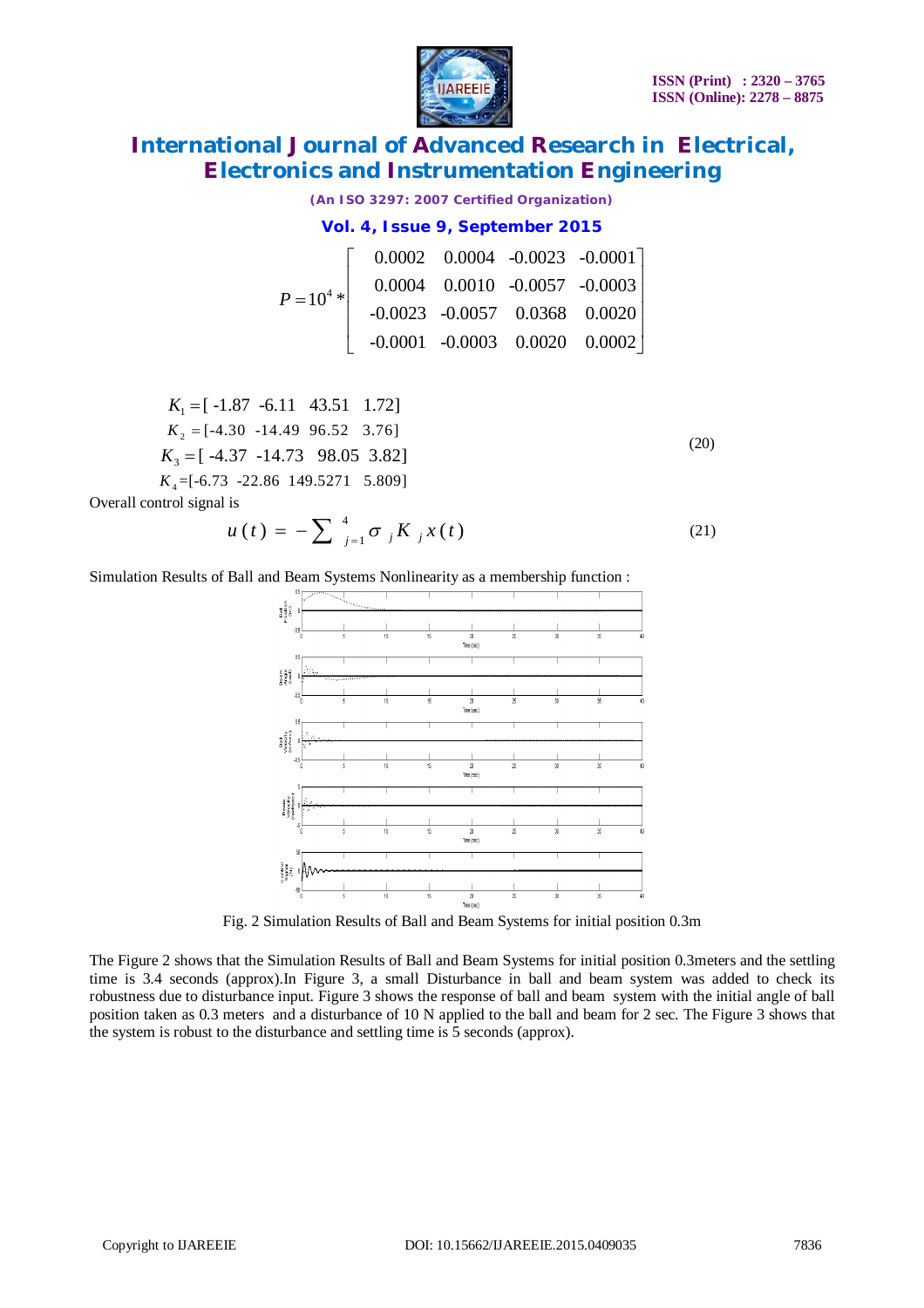$$P = 10^4 * \begin{bmatrix} 0.0002 & 0.0004 & -0.0023 & -0.0001 \\ 0.0004 & 0.0010 & -0.0057 & -0.0003 \\ -0.0023 & -0.0057 & 0.0368 & 0.0020 \\ -0.0001 & -0.0003 & 0.0020 & 0.0002 \end{bmatrix}$$

$$\begin{aligned} K_1 &= [\ -1.87\ \ -6.11\ \ \ 43.51\ \ \ 1.72] \\ K_2 &= [-4.30\ \ -14.49\ \ 96.52\ \ \ 3.76] \\ K_3 &= [\ -4.37\ \ -14.73\ \ \ 98.05\ \ 3.82] \\ K_4 &= [-6.73\ \ -22.86\ \ 149.5271\ \ \ 5.809] \end{aligned} \tag{20}$$

Overall control signal is

$$u(t) = -\sum_{j=1}^{4} \sigma_j K_j x(t) \tag{21}$$

Simulation Results of Ball and Beam Systems Nonlinearity as a membership function :

Fig. 2 Simulation Results of Ball and Beam Systems for initial position 0.3m

The Figure 2 shows that the Simulation Results of Ball and Beam Systems for initial position 0.3meters and the settling time is 3.4 seconds (approx).In Figure 3, a small Disturbance in ball and beam system was added to check its robustness due to disturbance input. Figure 3 shows the response of ball and beam system with the initial angle of ball position taken as 0.3 meters and a disturbance of 10 N applied to the ball and beam for 2 sec. The Figure 3 shows that the system is robust to the disturbance and settling time is 5 seconds (approx).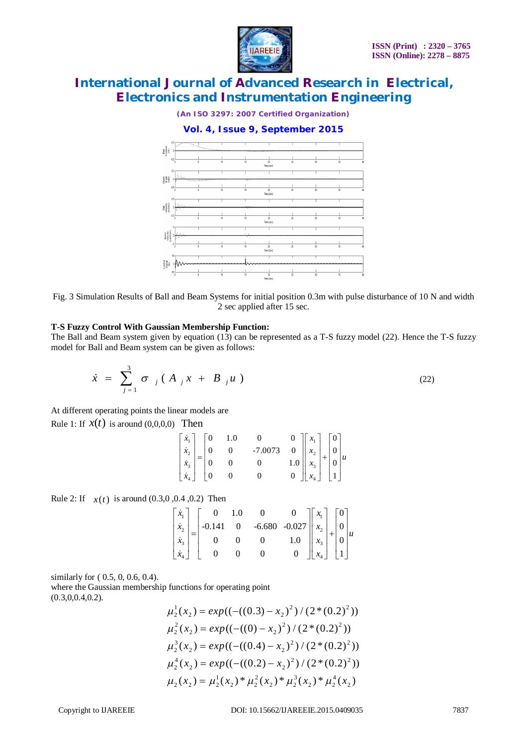Fig. 3 Simulation Results of Ball and Beam Systems for initial position 0.3m with pulse disturbance of 10 N and width 2 sec applied after 15 sec.

**T-S Fuzzy Control With Gaussian Membership Function:**

The Ball and Beam system given by equation (13) can be represented as a T-S fuzzy model (22). Hence the T-S fuzzy model for Ball and Beam system can be given as follows:

$$\dot{x} = \sum_{j=1}^{3} \sigma_j (A_j x + B_j u) \tag{22}$$

At different operating points the linear models are

Rule 1: If $x(t)$ is around (0,0,0,0) Then

$$\begin{bmatrix} \dot{x}_1 \\ \dot{x}_2 \\ \dot{x}_3 \\ \dot{x}_4 \end{bmatrix} = \begin{bmatrix} 0 & 1.0 & 0 & 0 \\ 0 & 0 & -7.0073 & 0 \\ 0 & 0 & 0 & 1.0 \\ 0 & 0 & 0 & 0 \end{bmatrix} \begin{bmatrix} x_1 \\ x_2 \\ x_3 \\ x_4 \end{bmatrix} + \begin{bmatrix} 0 \\ 0 \\ 0 \\ 1 \end{bmatrix} u$$

Rule 2: If $x(t)$ is around (0.3,0 ,0.4 ,0.2) Then

$$\begin{bmatrix} \dot{x}_1 \\ \dot{x}_2 \\ \dot{x}_3 \\ \dot{x}_4 \end{bmatrix} = \begin{bmatrix} 0 & 1.0 & 0 & 0 \\ -0.141 & 0 & -6.680 & -0.027 \\ 0 & 0 & 0 & 1.0 \\ 0 & 0 & 0 & 0 \end{bmatrix} \begin{bmatrix} x_1 \\ x_2 \\ x_3 \\ x_4 \end{bmatrix} + \begin{bmatrix} 0 \\ 0 \\ 0 \\ 1 \end{bmatrix} u$$

similarly for ( 0.5, 0, 0.6, 0.4).

where the Gaussian membership functions for operating point (0.3,0,0.4,0.2).

$$\mu_2^1(x_2) = exp((-((0.3) - x_2)^2)/(2*(0.2)^2))$$
$$\mu_2^2(x_2) = exp((-((0) - x_2)^2)/(2*(0.2)^2))$$
$$\mu_2^3(x_2) = exp((-((0.4) - x_2)^2)/(2*(0.2)^2))$$
$$\mu_2^4(x_2) = exp((-((0.2) - x_2)^2)/(2*(0.2)^2))$$
$$\mu_2(x_2) = \mu_2^1(x_2) * \mu_2^2(x_2) * \mu_2^3(x_2) * \mu_2^4(x_2)$$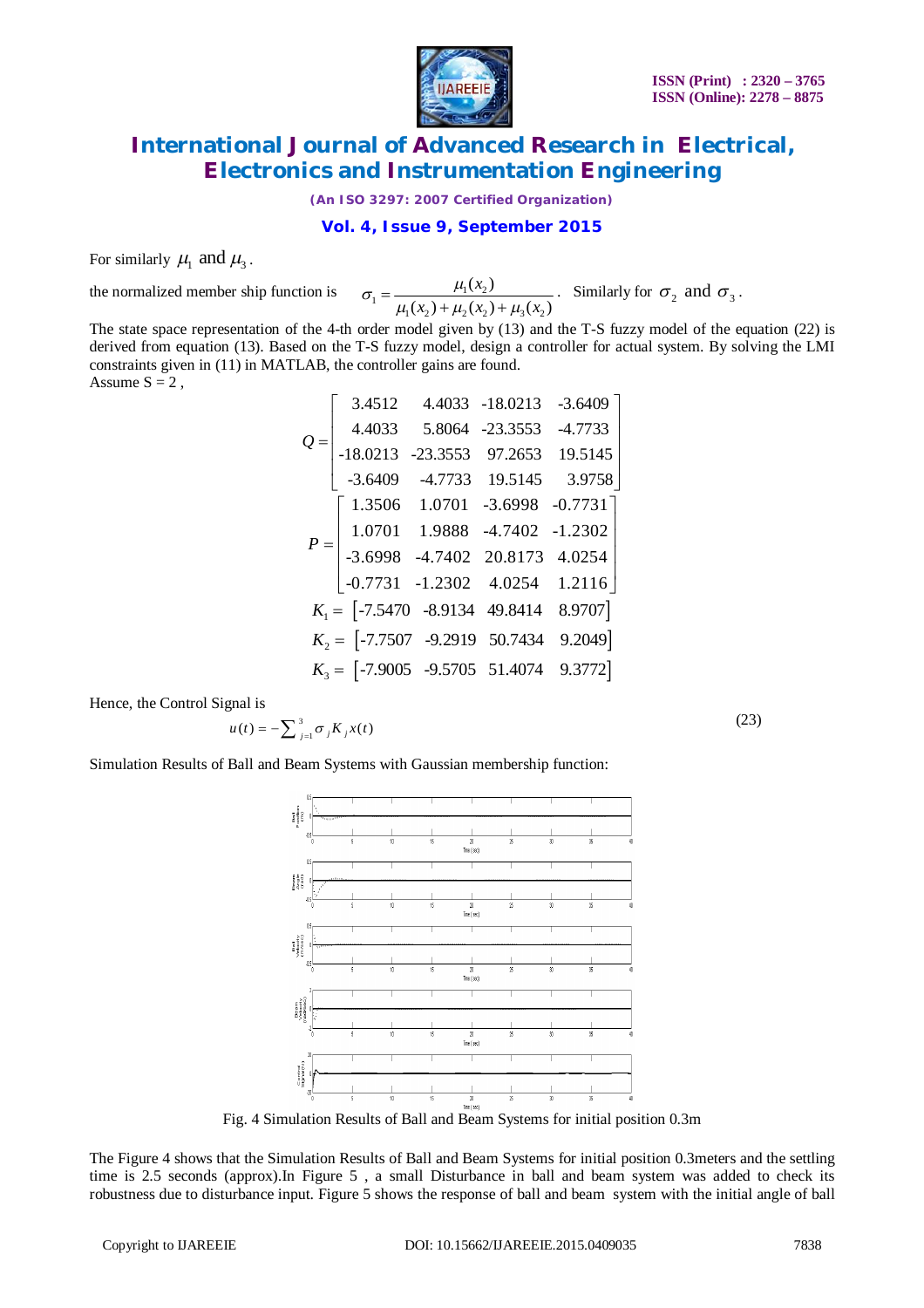For similarly $\mu_1$ and $\mu_3$.

the normalized member ship function is $\sigma_1 = \dfrac{\mu_1(x_2)}{\mu_1(x_2)+\mu_2(x_2)+\mu_3(x_2)}$. Similarly for $\sigma_2$ and $\sigma_3$.

The state space representation of the 4-th order model given by (13) and the T-S fuzzy model of the equation (22) is derived from equation (13). Based on the T-S fuzzy model, design a controller for actual system. By solving the LMI constraints given in (11) in MATLAB, the controller gains are found.
Assume S = 2 ,

$$Q = \begin{bmatrix} 3.4512 & 4.4033 & -18.0213 & -3.6409 \\ 4.4033 & 5.8064 & -23.3553 & -4.7733 \\ -18.0213 & -23.3553 & 97.2653 & 19.5145 \\ -3.6409 & -4.7733 & 19.5145 & 3.9758 \end{bmatrix}$$

$$P = \begin{bmatrix} 1.3506 & 1.0701 & -3.6998 & -0.7731 \\ 1.0701 & 1.9888 & -4.7402 & -1.2302 \\ -3.6998 & -4.7402 & 20.8173 & 4.0254 \\ -0.7731 & -1.2302 & 4.0254 & 1.2116 \end{bmatrix}$$

$$K_1 = \begin{bmatrix} -7.5470 & -8.9134 & 49.8414 & 8.9707 \end{bmatrix}$$

$$K_2 = \begin{bmatrix} -7.7507 & -9.2919 & 50.7434 & 9.2049 \end{bmatrix}$$

$$K_3 = \begin{bmatrix} -7.9005 & -9.5705 & 51.4074 & 9.3772 \end{bmatrix}$$

Hence, the Control Signal is

$$u(t) = -\sum_{j=1}^{3} \sigma_j K_j x(t) \tag{23}$$

Simulation Results of Ball and Beam Systems with Gaussian membership function:

Fig. 4 Simulation Results of Ball and Beam Systems for initial position 0.3m

The Figure 4 shows that the Simulation Results of Ball and Beam Systems for initial position 0.3meters and the settling time is 2.5 seconds (approx).In Figure 5 , a small Disturbance in ball and beam system was added to check its robustness due to disturbance input. Figure 5 shows the response of ball and beam system with the initial angle of ball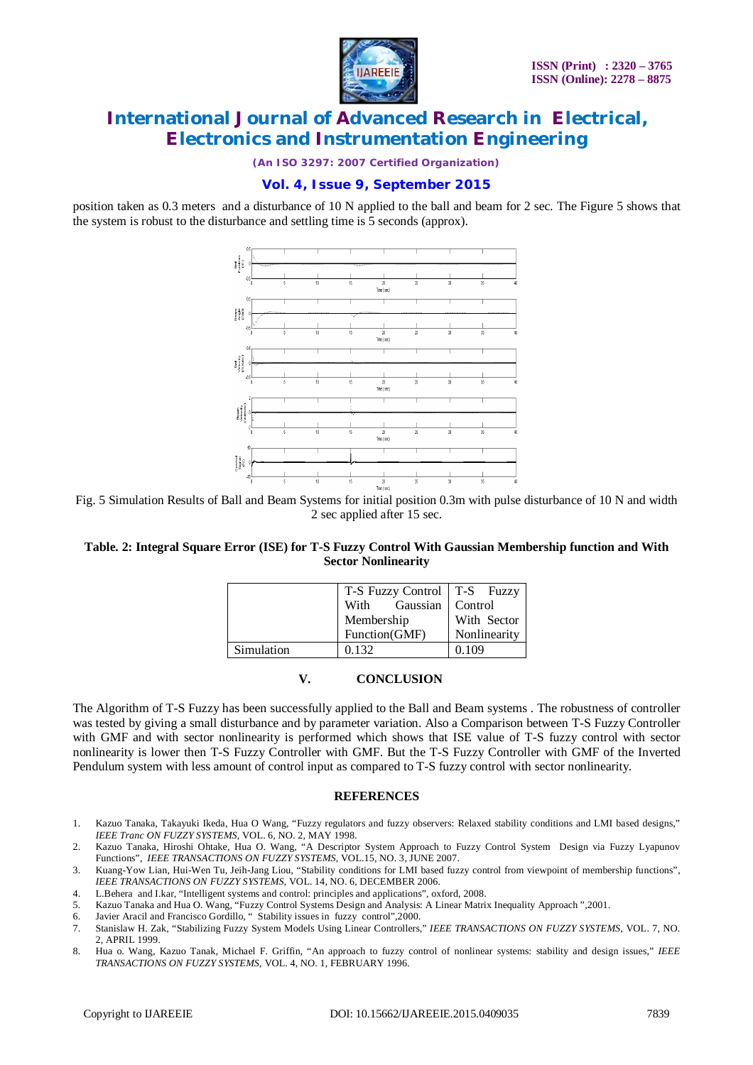position taken as 0.3 meters and a disturbance of 10 N applied to the ball and beam for 2 sec. The Figure 5 shows that the system is robust to the disturbance and settling time is 5 seconds (approx).

Fig. 5 Simulation Results of Ball and Beam Systems for initial position 0.3m with pulse disturbance of 10 N and width 2 sec applied after 15 sec.

**Table. 2: Integral Square Error (ISE) for T-S Fuzzy Control With Gaussian Membership function and With Sector Nonlinearity**

| | T-S Fuzzy Control With Gaussian Membership Function(GMF) | T-S Fuzzy Control With Sector Nonlinearity |
|---|---|---|
| Simulation | 0.132 | 0.109 |

## V. CONCLUSION

The Algorithm of T-S Fuzzy has been successfully applied to the Ball and Beam systems . The robustness of controller was tested by giving a small disturbance and by parameter variation. Also a Comparison between T-S Fuzzy Controller with GMF and with sector nonlinearity is performed which shows that ISE value of T-S fuzzy control with sector nonlinearity is lower then T-S Fuzzy Controller with GMF. But the T-S Fuzzy Controller with GMF of the Inverted Pendulum system with less amount of control input as compared to T-S fuzzy control with sector nonlinearity.

## REFERENCES

1. Kazuo Tanaka, Takayuki Ikeda, Hua O Wang, "Fuzzy regulators and fuzzy observers: Relaxed stability conditions and LMI based designs," *IEEE Tranc ON FUZZY SYSTEMS*, VOL. 6, NO. 2, MAY 1998.
2. Kazuo Tanaka, Hiroshi Ohtake, Hua O. Wang, "A Descriptor System Approach to Fuzzy Control System Design via Fuzzy Lyapunov Functions", *IEEE TRANSACTIONS ON FUZZY SYSTEMS*, VOL.15, NO. 3, JUNE 2007.
3. Kuang-Yow Lian, Hui-Wen Tu, Jeih-Jang Liou, "Stability conditions for LMI based fuzzy control from viewpoint of membership functions", *IEEE TRANSACTIONS ON FUZZY SYSTEMS*, VOL. 14, NO. 6, DECEMBER 2006.
4. L.Behera and I.kar, "Intelligent systems and control: principles and applications", oxford, 2008.
5. Kazuo Tanaka and Hua O. Wang, "Fuzzy Control Systems Design and Analysis: A Linear Matrix Inequality Approach ",2001.
6. Javier Aracil and Francisco Gordillo, " Stability issues in fuzzy control",2000.
7. Stanislaw H. Zak, "Stabilizing Fuzzy System Models Using Linear Controllers," *IEEE TRANSACTIONS ON FUZZY SYSTEMS*, VOL. 7, NO. 2, APRIL 1999.
8. Hua o. Wang, Kazuo Tanak, Michael F. Griffin, "An approach to fuzzy control of nonlinear systems: stability and design issues," *IEEE TRANSACTIONS ON FUZZY SYSTEMS*, VOL. 4, NO. 1, FEBRUARY 1996.